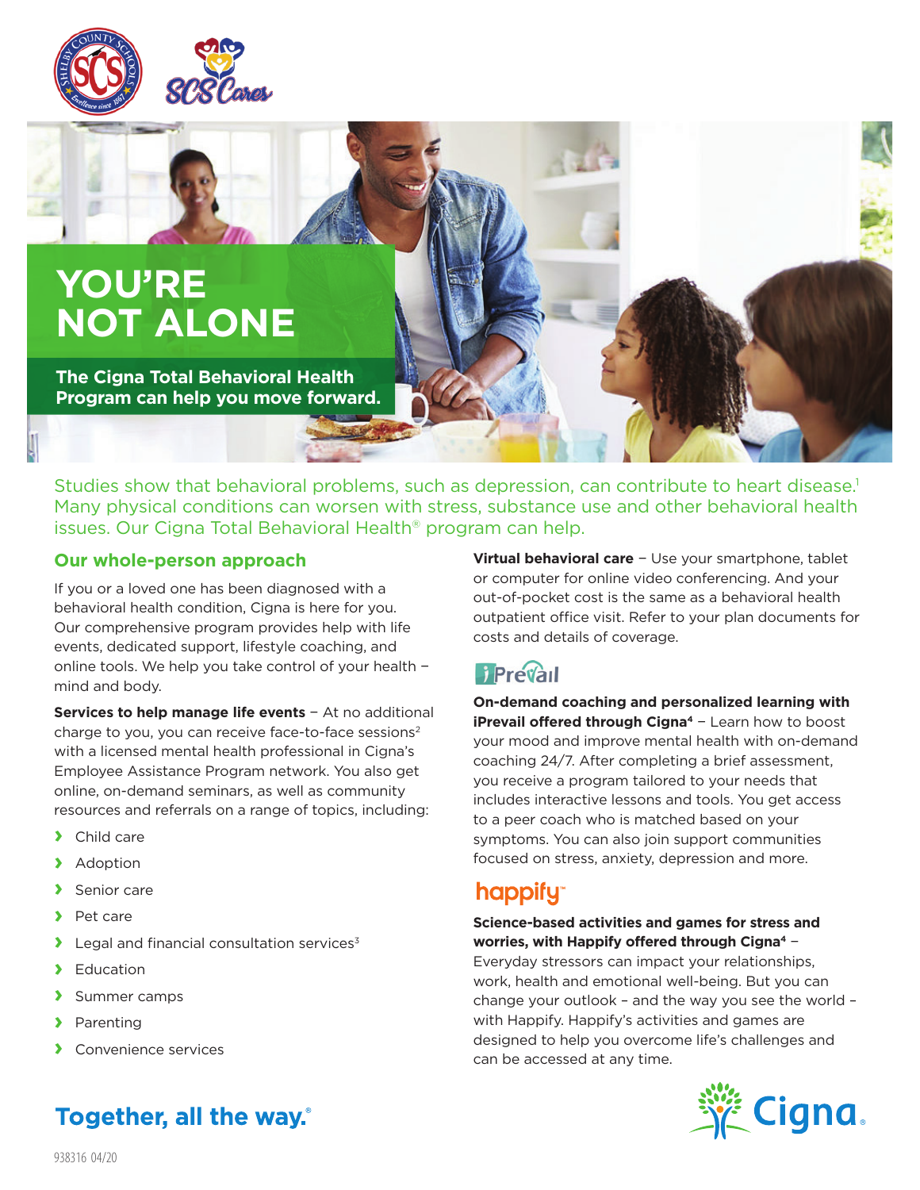# YOU'RE NOT ALONE

**The Cigna Total Behavioral Health Program can help you move forward.**

Studies show that behavioral problems, such as depression, can contribute to heart disease.[1] Many physical conditions can worsen with stress, substance use and other behavioral health issues. Our Cigna Total Behavioral Health® program can help.

## Our whole-person approach

If you or a loved one has been diagnosed with a behavioral health condition, Cigna is here for you. Our comprehensive program provides help with life events, dedicated support, lifestyle coaching, and online tools. We help you take control of your health – mind and body.

**Services to help manage life events** – At no additional charge to you, you can receive face-to-face sessions[2] with a licensed mental health professional in Cigna's Employee Assistance Program network. You also get online, on-demand seminars, as well as community resources and referrals on a range of topics, including:

- Child care
- Adoption
- Senior care
- Pet care
- Legal and financial consultation services[3]
- Education
- Summer camps
- Parenting
- Convenience services

**Virtual behavioral care** – Use your smartphone, tablet or computer for online video conferencing. And your out-of-pocket cost is the same as a behavioral health outpatient office visit. Refer to your plan documents for costs and details of coverage.

### iPrevail

**On-demand coaching and personalized learning with iPrevail offered through Cigna[4]** – Learn how to boost your mood and improve mental health with on-demand coaching 24/7. After completing a brief assessment, you receive a program tailored to your needs that includes interactive lessons and tools. You get access to a peer coach who is matched based on your symptoms. You can also join support communities focused on stress, anxiety, depression and more.

### happify

**Science-based activities and games for stress and worries, with Happify offered through Cigna[4]** – Everyday stressors can impact your relationships, work, health and emotional well-being. But you can change your outlook – and the way you see the world – with Happify. Happify's activities and games are designed to help you overcome life's challenges and can be accessed at any time.

**Together, all the way.®**

938316 04/20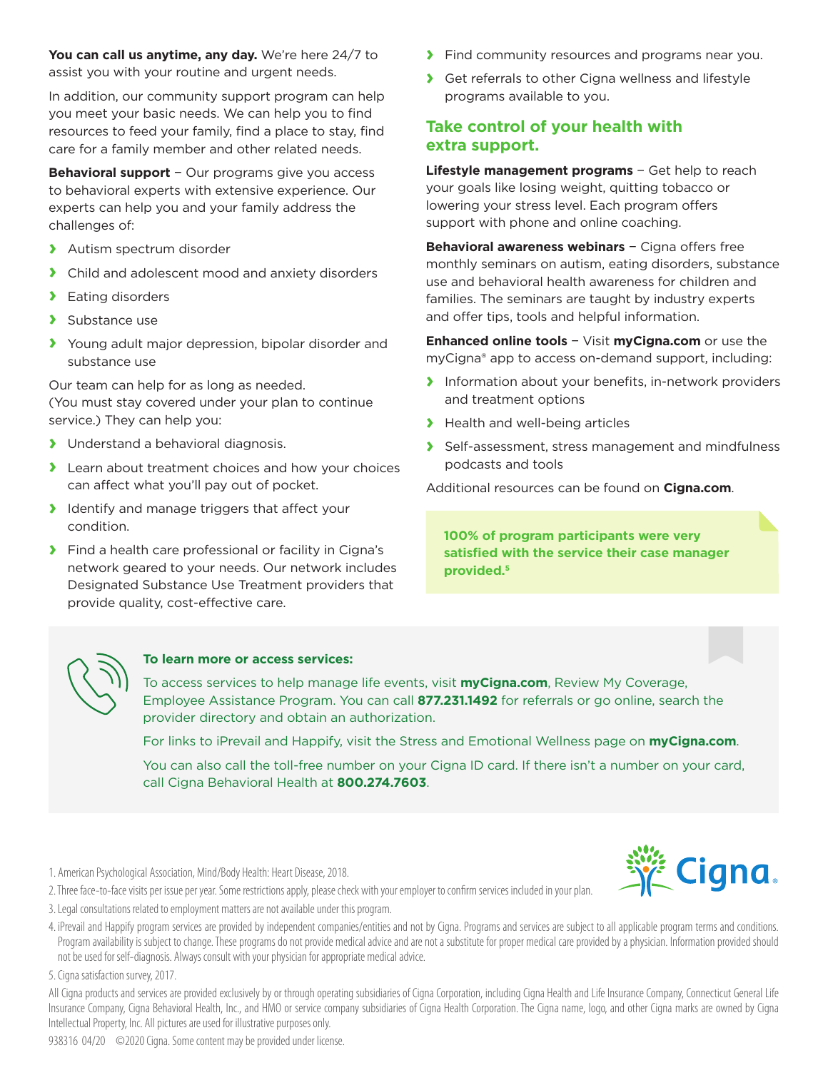**You can call us anytime, any day.** We're here 24/7 to assist you with your routine and urgent needs.

In addition, our community support program can help you meet your basic needs. We can help you to find resources to feed your family, find a place to stay, find care for a family member and other related needs.

**Behavioral support** – Our programs give you access to behavioral experts with extensive experience. Our experts can help you and your family address the challenges of:

- Autism spectrum disorder
- Child and adolescent mood and anxiety disorders
- Eating disorders
- Substance use
- Young adult major depression, bipolar disorder and substance use

Our team can help for as long as needed. (You must stay covered under your plan to continue service.) They can help you:

- Understand a behavioral diagnosis.
- Learn about treatment choices and how your choices can affect what you'll pay out of pocket.
- Identify and manage triggers that affect your condition.
- Find a health care professional or facility in Cigna's network geared to your needs. Our network includes Designated Substance Use Treatment providers that provide quality, cost-effective care.
- Find community resources and programs near you.
- Get referrals to other Cigna wellness and lifestyle programs available to you.

## Take control of your health with extra support.

**Lifestyle management programs** – Get help to reach your goals like losing weight, quitting tobacco or lowering your stress level. Each program offers support with phone and online coaching.

**Behavioral awareness webinars** – Cigna offers free monthly seminars on autism, eating disorders, substance use and behavioral health awareness for children and families. The seminars are taught by industry experts and offer tips, tools and helpful information.

**Enhanced online tools** – Visit **myCigna.com** or use the myCigna® app to access on-demand support, including:

- Information about your benefits, in-network providers and treatment options
- Health and well-being articles
- Self-assessment, stress management and mindfulness podcasts and tools

Additional resources can be found on **Cigna.com**.

**100% of program participants were very satisfied with the service their case manager provided.[5]**

**To learn more or access services:**

To access services to help manage life events, visit **myCigna.com**, Review My Coverage, Employee Assistance Program. You can call **877.231.1492** for referrals or go online, search the provider directory and obtain an authorization.

For links to iPrevail and Happify, visit the Stress and Emotional Wellness page on **myCigna.com**.

You can also call the toll-free number on your Cigna ID card. If there isn't a number on your card, call Cigna Behavioral Health at **800.274.7603**.

1. American Psychological Association, Mind/Body Health: Heart Disease, 2018.
2. Three face-to-face visits per issue per year. Some restrictions apply, please check with your employer to confirm services included in your plan.
3. Legal consultations related to employment matters are not available under this program.
4. iPrevail and Happify program services are provided by independent companies/entities and not by Cigna. Programs and services are subject to all applicable program terms and conditions. Program availability is subject to change. These programs do not provide medical advice and are not a substitute for proper medical care provided by a physician. Information provided should not be used for self-diagnosis. Always consult with your physician for appropriate medical advice.
5. Cigna satisfaction survey, 2017.

All Cigna products and services are provided exclusively by or through operating subsidiaries of Cigna Corporation, including Cigna Health and Life Insurance Company, Connecticut General Life Insurance Company, Cigna Behavioral Health, Inc., and HMO or service company subsidiaries of Cigna Health Corporation. The Cigna name, logo, and other Cigna marks are owned by Cigna Intellectual Property, Inc. All pictures are used for illustrative purposes only.

938316 04/20 ©2020 Cigna. Some content may be provided under license.